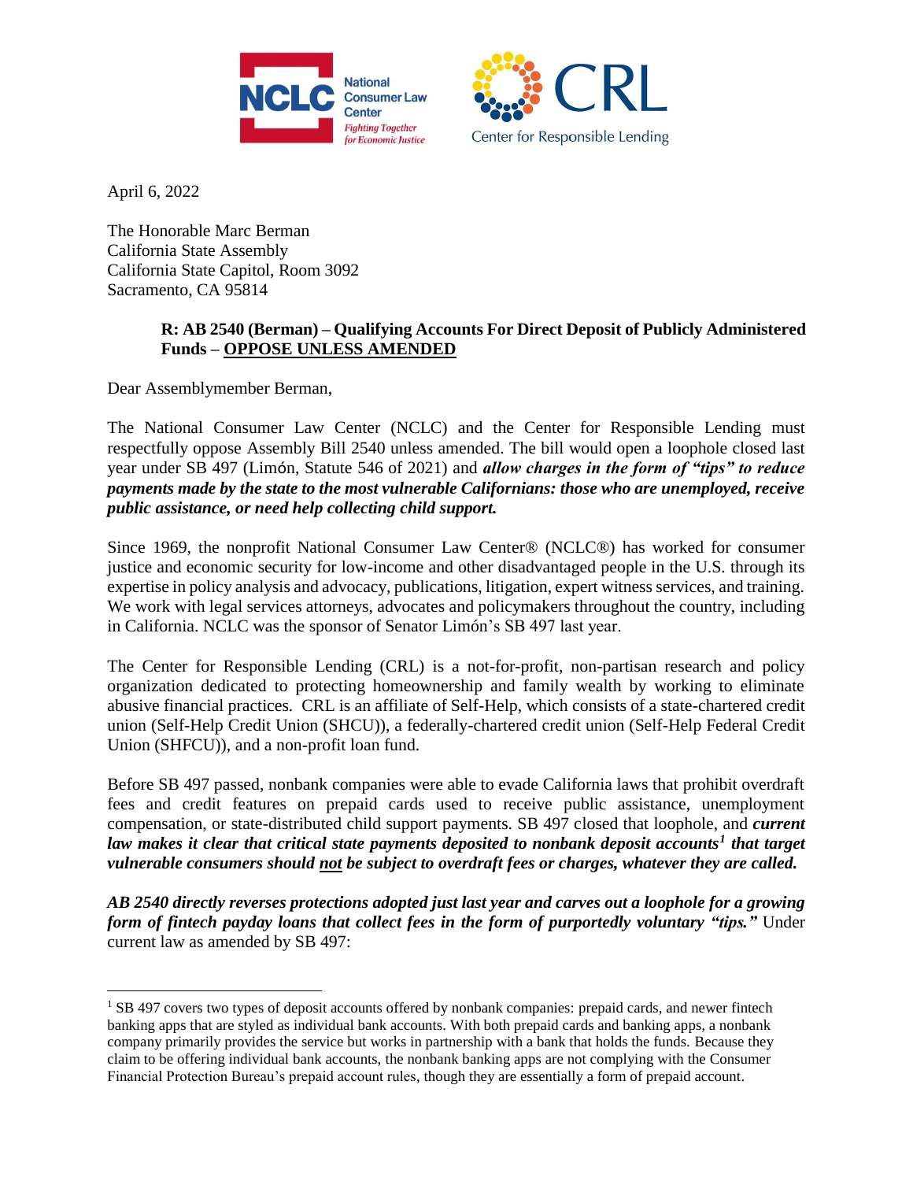April 6, 2022

The Honorable Marc Berman
California State Assembly
California State Capitol, Room 3092
Sacramento, CA 95814

**R: AB 2540 (Berman) – Qualifying Accounts For Direct Deposit of Publicly Administered Funds – <u>OPPOSE UNLESS AMENDED</u>**

Dear Assemblymember Berman,

The National Consumer Law Center (NCLC) and the Center for Responsible Lending must respectfully oppose Assembly Bill 2540 unless amended. The bill would open a loophole closed last year under SB 497 (Limón, Statute 546 of 2021) and ***allow charges in the form of "tips" to reduce payments made by the state to the most vulnerable Californians: those who are unemployed, receive public assistance, or need help collecting child support.***

Since 1969, the nonprofit National Consumer Law Center® (NCLC®) has worked for consumer justice and economic security for low-income and other disadvantaged people in the U.S. through its expertise in policy analysis and advocacy, publications, litigation, expert witness services, and training. We work with legal services attorneys, advocates and policymakers throughout the country, including in California. NCLC was the sponsor of Senator Limón's SB 497 last year.

The Center for Responsible Lending (CRL) is a not-for-profit, non-partisan research and policy organization dedicated to protecting homeownership and family wealth by working to eliminate abusive financial practices. CRL is an affiliate of Self-Help, which consists of a state-chartered credit union (Self-Help Credit Union (SHCU)), a federally-chartered credit union (Self-Help Federal Credit Union (SHFCU)), and a non-profit loan fund.

Before SB 497 passed, nonbank companies were able to evade California laws that prohibit overdraft fees and credit features on prepaid cards used to receive public assistance, unemployment compensation, or state-distributed child support payments. SB 497 closed that loophole, and ***current law makes it clear that critical state payments deposited to nonbank deposit accounts[1] that target vulnerable consumers should <u>not</u> be subject to overdraft fees or charges, whatever they are called.***

***AB 2540 directly reverses protections adopted just last year and carves out a loophole for a growing form of fintech payday loans that collect fees in the form of purportedly voluntary "tips."*** Under current law as amended by SB 497:

---

[1] SB 497 covers two types of deposit accounts offered by nonbank companies: prepaid cards, and newer fintech banking apps that are styled as individual bank accounts. With both prepaid cards and banking apps, a nonbank company primarily provides the service but works in partnership with a bank that holds the funds. Because they claim to be offering individual bank accounts, the nonbank banking apps are not complying with the Consumer Financial Protection Bureau's prepaid account rules, though they are essentially a form of prepaid account.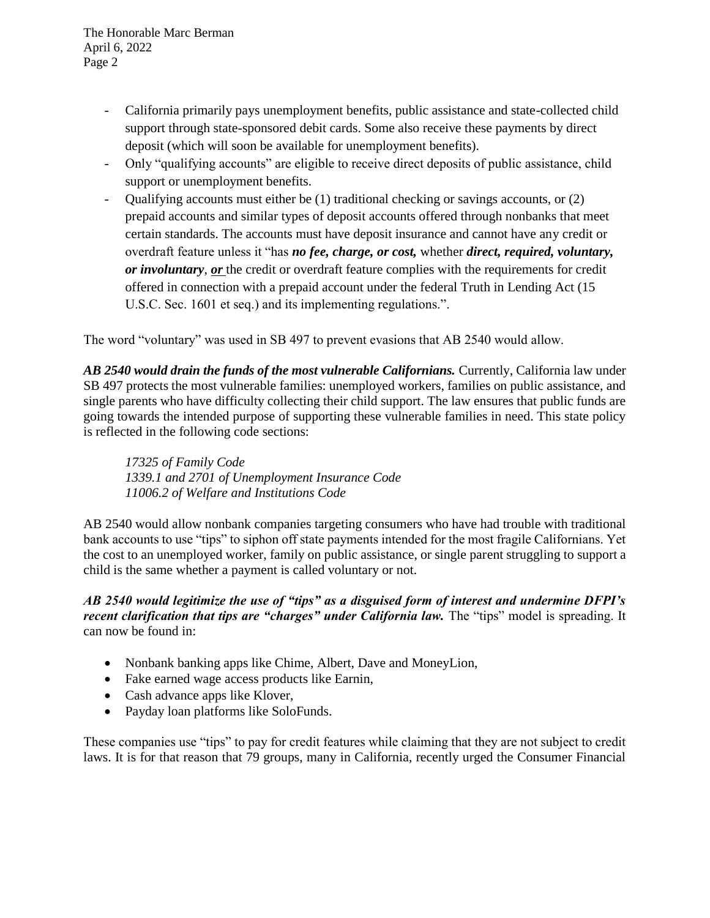- California primarily pays unemployment benefits, public assistance and state-collected child support through state-sponsored debit cards. Some also receive these payments by direct deposit (which will soon be available for unemployment benefits).
- Only "qualifying accounts" are eligible to receive direct deposits of public assistance, child support or unemployment benefits.
- Qualifying accounts must either be (1) traditional checking or savings accounts, or (2) prepaid accounts and similar types of deposit accounts offered through nonbanks that meet certain standards. The accounts must have deposit insurance and cannot have any credit or overdraft feature unless it "has ***no fee, charge, or cost,*** whether ***direct, required, voluntary, or involuntary***, ***or*** the credit or overdraft feature complies with the requirements for credit offered in connection with a prepaid account under the federal Truth in Lending Act (15 U.S.C. Sec. 1601 et seq.) and its implementing regulations.".

The word "voluntary" was used in SB 497 to prevent evasions that AB 2540 would allow.

***AB 2540 would drain the funds of the most vulnerable Californians.*** Currently, California law under SB 497 protects the most vulnerable families: unemployed workers, families on public assistance, and single parents who have difficulty collecting their child support. The law ensures that public funds are going towards the intended purpose of supporting these vulnerable families in need. This state policy is reflected in the following code sections:

> *17325 of Family Code*
> *1339.1 and 2701 of Unemployment Insurance Code*
> *11006.2 of Welfare and Institutions Code*

AB 2540 would allow nonbank companies targeting consumers who have had trouble with traditional bank accounts to use "tips" to siphon off state payments intended for the most fragile Californians. Yet the cost to an unemployed worker, family on public assistance, or single parent struggling to support a child is the same whether a payment is called voluntary or not.

***AB 2540 would legitimize the use of "tips" as a disguised form of interest and undermine DFPI's recent clarification that tips are "charges" under California law.*** The "tips" model is spreading. It can now be found in:

- Nonbank banking apps like Chime, Albert, Dave and MoneyLion,
- Fake earned wage access products like Earnin,
- Cash advance apps like Klover,
- Payday loan platforms like SoloFunds.

These companies use "tips" to pay for credit features while claiming that they are not subject to credit laws. It is for that reason that 79 groups, many in California, recently urged the Consumer Financial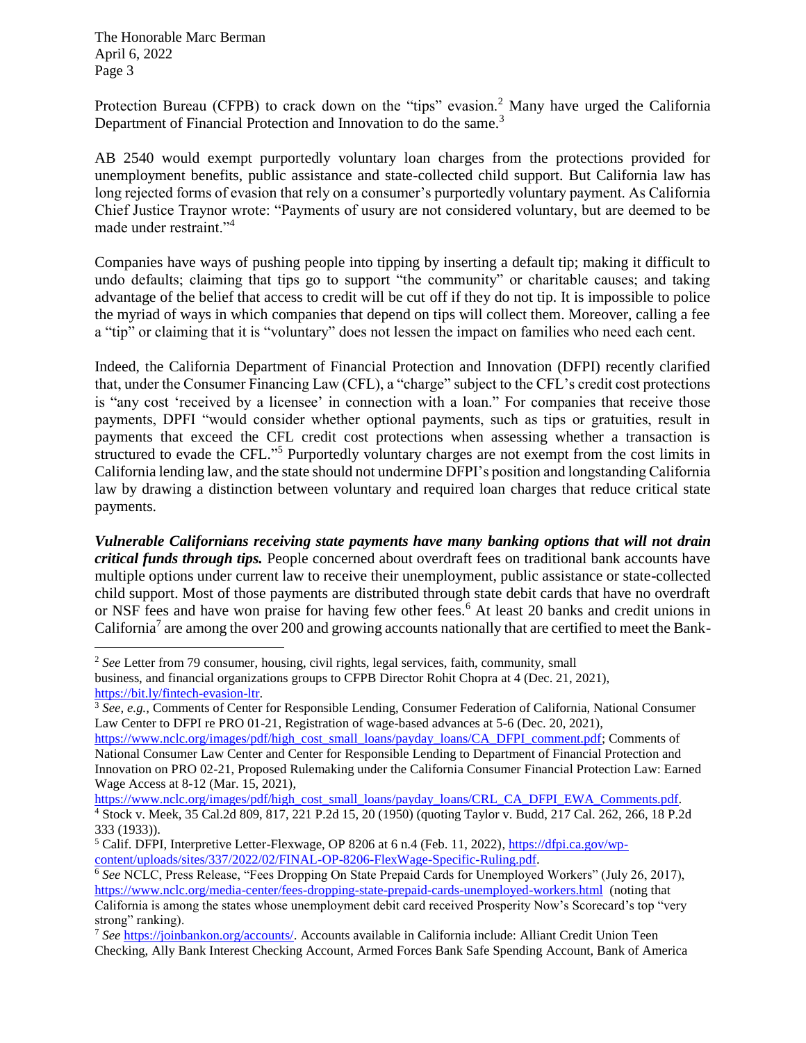Protection Bureau (CFPB) to crack down on the "tips" evasion.[2] Many have urged the California Department of Financial Protection and Innovation to do the same.[3]

AB 2540 would exempt purportedly voluntary loan charges from the protections provided for unemployment benefits, public assistance and state-collected child support. But California law has long rejected forms of evasion that rely on a consumer's purportedly voluntary payment. As California Chief Justice Traynor wrote: "Payments of usury are not considered voluntary, but are deemed to be made under restraint."[4]

Companies have ways of pushing people into tipping by inserting a default tip; making it difficult to undo defaults; claiming that tips go to support "the community" or charitable causes; and taking advantage of the belief that access to credit will be cut off if they do not tip. It is impossible to police the myriad of ways in which companies that depend on tips will collect them. Moreover, calling a fee a "tip" or claiming that it is "voluntary" does not lessen the impact on families who need each cent.

Indeed, the California Department of Financial Protection and Innovation (DFPI) recently clarified that, under the Consumer Financing Law (CFL), a "charge" subject to the CFL's credit cost protections is "any cost 'received by a licensee' in connection with a loan." For companies that receive those payments, DPFI "would consider whether optional payments, such as tips or gratuities, result in payments that exceed the CFL credit cost protections when assessing whether a transaction is structured to evade the CFL."[5] Purportedly voluntary charges are not exempt from the cost limits in California lending law, and the state should not undermine DFPI's position and longstanding California law by drawing a distinction between voluntary and required loan charges that reduce critical state payments.

***Vulnerable Californians receiving state payments have many banking options that will not drain critical funds through tips.*** People concerned about overdraft fees on traditional bank accounts have multiple options under current law to receive their unemployment, public assistance or state-collected child support. Most of those payments are distributed through state debit cards that have no overdraft or NSF fees and have won praise for having few other fees.[6] At least 20 banks and credit unions in California[7] are among the over 200 and growing accounts nationally that are certified to meet the Bank-

---

[2] *See* Letter from 79 consumer, housing, civil rights, legal services, faith, community, small business, and financial organizations groups to CFPB Director Rohit Chopra at 4 (Dec. 21, 2021), https://bit.ly/fintech-evasion-ltr.

[3] *See, e.g.,* Comments of Center for Responsible Lending, Consumer Federation of California, National Consumer Law Center to DFPI re PRO 01-21, Registration of wage-based advances at 5-6 (Dec. 20, 2021), https://www.nclc.org/images/pdf/high_cost_small_loans/payday_loans/CA_DFPI_comment.pdf; Comments of National Consumer Law Center and Center for Responsible Lending to Department of Financial Protection and Innovation on PRO 02-21, Proposed Rulemaking under the California Consumer Financial Protection Law: Earned Wage Access at 8-12 (Mar. 15, 2021), https://www.nclc.org/images/pdf/high_cost_small_loans/payday_loans/CRL_CA_DFPI_EWA_Comments.pdf.

[4] Stock v. Meek, 35 Cal.2d 809, 817, 221 P.2d 15, 20 (1950) (quoting Taylor v. Budd, 217 Cal. 262, 266, 18 P.2d 333 (1933)).

[5] Calif. DFPI, Interpretive Letter-Flexwage, OP 8206 at 6 n.4 (Feb. 11, 2022), https://dfpi.ca.gov/wp-content/uploads/sites/337/2022/02/FINAL-OP-8206-FlexWage-Specific-Ruling.pdf.

[6] *See* NCLC, Press Release, "Fees Dropping On State Prepaid Cards for Unemployed Workers" (July 26, 2017), https://www.nclc.org/media-center/fees-dropping-state-prepaid-cards-unemployed-workers.html (noting that California is among the states whose unemployment debit card received Prosperity Now's Scorecard's top "very strong" ranking).

[7] *See* https://joinbankon.org/accounts/. Accounts available in California include: Alliant Credit Union Teen Checking, Ally Bank Interest Checking Account, Armed Forces Bank Safe Spending Account, Bank of America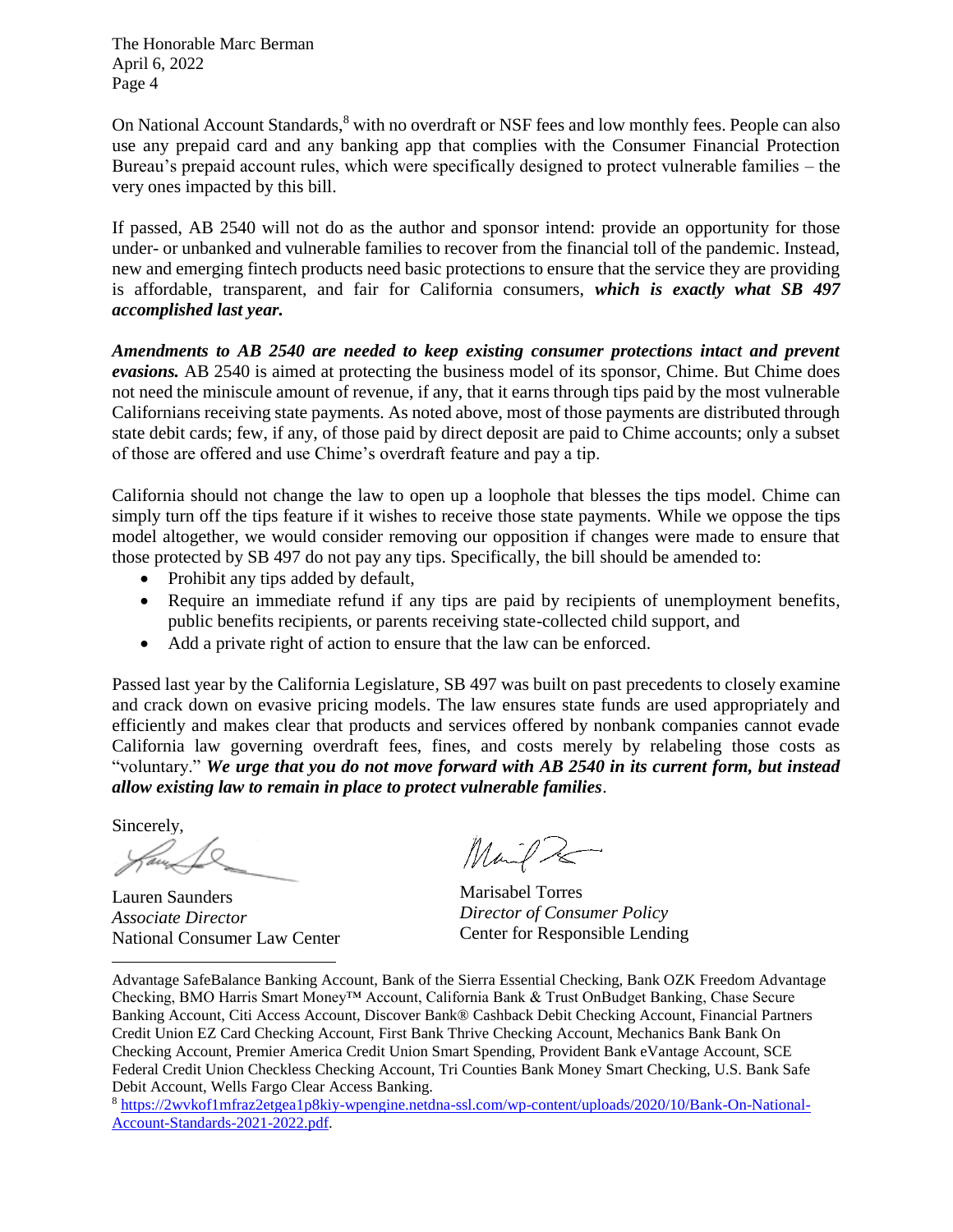On National Account Standards,[8] with no overdraft or NSF fees and low monthly fees. People can also use any prepaid card and any banking app that complies with the Consumer Financial Protection Bureau's prepaid account rules, which were specifically designed to protect vulnerable families – the very ones impacted by this bill.

If passed, AB 2540 will not do as the author and sponsor intend: provide an opportunity for those under- or unbanked and vulnerable families to recover from the financial toll of the pandemic. Instead, new and emerging fintech products need basic protections to ensure that the service they are providing is affordable, transparent, and fair for California consumers, ***which is exactly what SB 497 accomplished last year.***

***Amendments to AB 2540 are needed to keep existing consumer protections intact and prevent evasions.*** AB 2540 is aimed at protecting the business model of its sponsor, Chime. But Chime does not need the miniscule amount of revenue, if any, that it earns through tips paid by the most vulnerable Californians receiving state payments. As noted above, most of those payments are distributed through state debit cards; few, if any, of those paid by direct deposit are paid to Chime accounts; only a subset of those are offered and use Chime's overdraft feature and pay a tip.

California should not change the law to open up a loophole that blesses the tips model. Chime can simply turn off the tips feature if it wishes to receive those state payments. While we oppose the tips model altogether, we would consider removing our opposition if changes were made to ensure that those protected by SB 497 do not pay any tips. Specifically, the bill should be amended to:

- Prohibit any tips added by default,
- Require an immediate refund if any tips are paid by recipients of unemployment benefits, public benefits recipients, or parents receiving state-collected child support, and
- Add a private right of action to ensure that the law can be enforced.

Passed last year by the California Legislature, SB 497 was built on past precedents to closely examine and crack down on evasive pricing models. The law ensures state funds are used appropriately and efficiently and makes clear that products and services offered by nonbank companies cannot evade California law governing overdraft fees, fines, and costs merely by relabeling those costs as "voluntary." ***We urge that you do not move forward with AB 2540 in its current form, but instead allow existing law to remain in place to protect vulnerable families***.

Sincerely,

Lauren Saunders
*Associate Director*
National Consumer Law Center

Marisabel Torres
*Director of Consumer Policy*
Center for Responsible Lending

---

Advantage SafeBalance Banking Account, Bank of the Sierra Essential Checking, Bank OZK Freedom Advantage Checking, BMO Harris Smart Money™ Account, California Bank & Trust OnBudget Banking, Chase Secure Banking Account, Citi Access Account, Discover Bank® Cashback Debit Checking Account, Financial Partners Credit Union EZ Card Checking Account, First Bank Thrive Checking Account, Mechanics Bank Bank On Checking Account, Premier America Credit Union Smart Spending, Provident Bank eVantage Account, SCE Federal Credit Union Checkless Checking Account, Tri Counties Bank Money Smart Checking, U.S. Bank Safe Debit Account, Wells Fargo Clear Access Banking.

[8] https://2wvkof1mfraz2etgea1p8kiy-wpengine.netdna-ssl.com/wp-content/uploads/2020/10/Bank-On-National-Account-Standards-2021-2022.pdf.